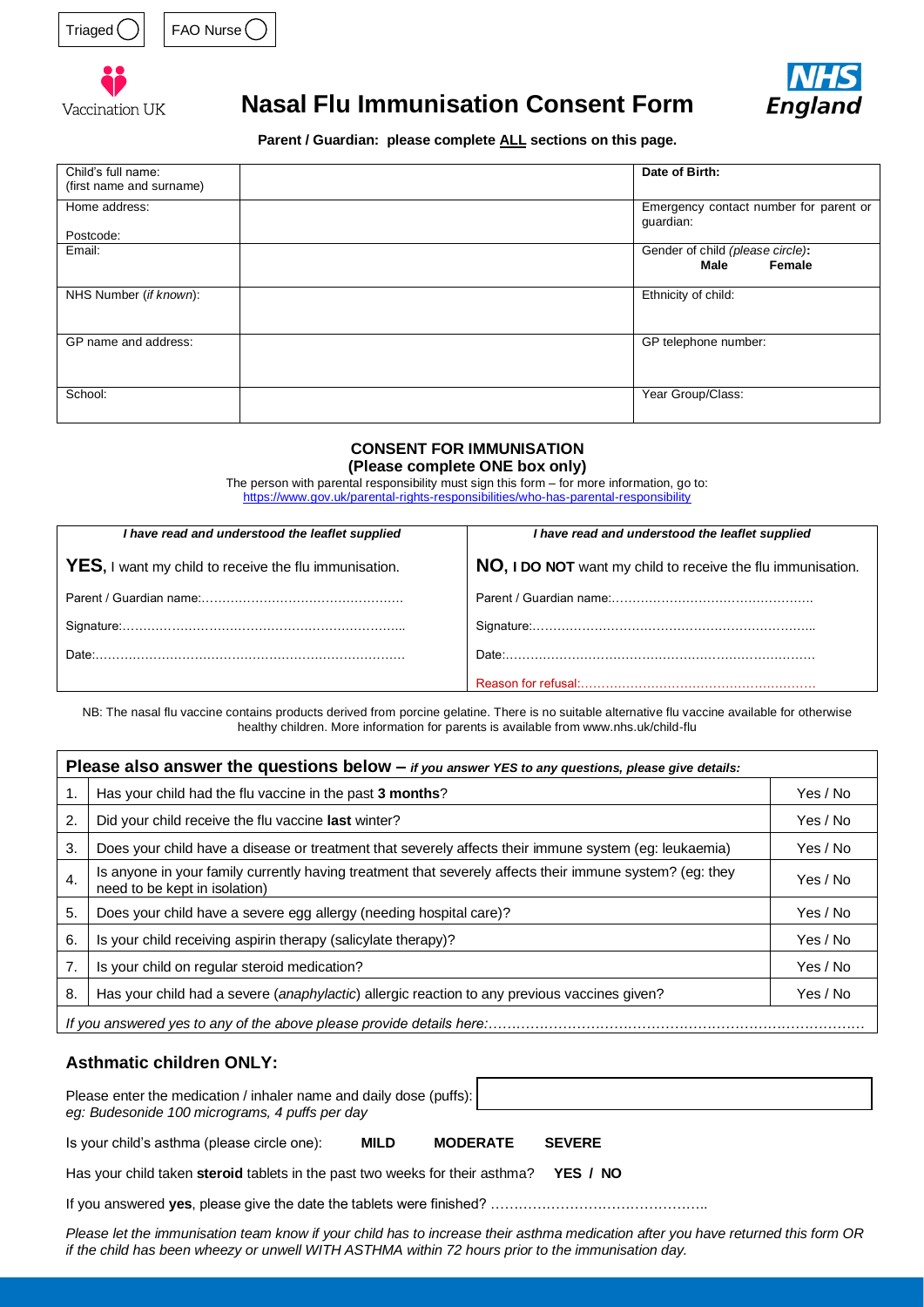Triaged ◯ FAO Nurse ◯

Vaccination UK

# Nasal Flu Immunisation Consent Form

NHS England

**Parent / Guardian: please complete ALL sections on this page.**

| Child's full name: (first name and surname) | | Date of Birth: |
|---|---|---|
| Home address: Postcode: | | Emergency contact number for parent or guardian: |
| Email: | | Gender of child *(please circle)*: **Male** **Female** |
| NHS Number (*if known*): | | Ethnicity of child: |
| GP name and address: | | GP telephone number: |
| School: | | Year Group/Class: |

**CONSENT FOR IMMUNISATION**
**(Please complete ONE box only)**

The person with parental responsibility must sign this form – for more information, go to:
https://www.gov.uk/parental-rights-responsibilities/who-has-parental-responsibility

| *I have read and understood the leaflet supplied* | *I have read and understood the leaflet supplied* |
|---|---|
| **YES**, I want my child to receive the flu immunisation. | **NO, I DO NOT** want my child to receive the flu immunisation. |
| Parent / Guardian name:…………………………………………. | Parent / Guardian name:…………………………………………. |
| Signature:………………………………………………………….. | Signature:………………………………………………………….. |
| Date:……………………………………………………………… | Date:……………………………………………………………… |
| | Reason for refusal:………………………………………………… |

NB: The nasal flu vaccine contains products derived from porcine gelatine. There is no suitable alternative flu vaccine available for otherwise healthy children. More information for parents is available from www.nhs.uk/child-flu

| **Please also answer the questions below** – *if you answer YES to any questions, please give details:* | | |
|---|---|---|
| 1. | Has your child had the flu vaccine in the past **3 months**? | Yes / No |
| 2. | Did your child receive the flu vaccine **last** winter? | Yes / No |
| 3. | Does your child have a disease or treatment that severely affects their immune system (eg: leukaemia) | Yes / No |
| 4. | Is anyone in your family currently having treatment that severely affects their immune system? (eg: they need to be kept in isolation) | Yes / No |
| 5. | Does your child have a severe egg allergy (needing hospital care)? | Yes / No |
| 6. | Is your child receiving aspirin therapy (salicylate therapy)? | Yes / No |
| 7. | Is your child on regular steroid medication? | Yes / No |
| 8. | Has your child had a severe (*anaphylactic*) allergic reaction to any previous vaccines given? | Yes / No |

*If you answered yes to any of the above please provide details here:……………………………………………………………………………*

## Asthmatic children ONLY:

Please enter the medication / inhaler name and daily dose (puffs):
*eg: Budesonide 100 micrograms, 4 puffs per day*

Is your child's asthma (please circle one): **MILD** **MODERATE** **SEVERE**

Has your child taken **steroid** tablets in the past two weeks for their asthma? **YES / NO**

If you answered **yes**, please give the date the tablets were finished? ………………………………………..

*Please let the immunisation team know if your child has to increase their asthma medication after you have returned this form OR if the child has been wheezy or unwell WITH ASTHMA within 72 hours prior to the immunisation day.*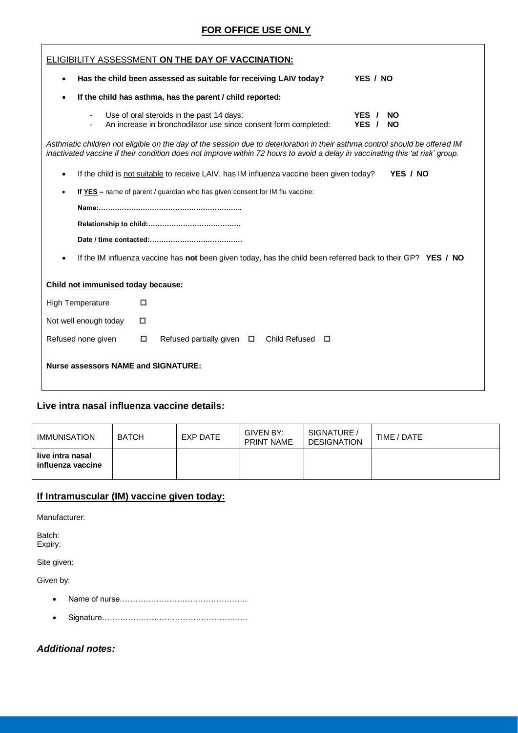## FOR OFFICE USE ONLY

ELIGIBILITY ASSESSMENT **ON THE DAY OF VACCINATION:**

- **Has the child been assessed as suitable for receiving LAIV today?** **YES / NO**
- **If the child has asthma, has the parent / child reported:**
  - Use of oral steroids in the past 14 days: **YES / NO**
  - An increase in bronchodilator use since consent form completed: **YES / NO**

*Asthmatic children not eligible on the day of the session due to deterioration in their asthma control should be offered IM inactivated vaccine if their condition does not improve within 72 hours to avoid a delay in vaccinating this 'at risk' group.*

- If the child is not suitable to receive LAIV, has IM influenza vaccine been given today? **YES / NO**
- **If YES** – name of parent / guardian who has given consent for IM flu vaccine:

  **Name:………………………………………………….**

  **Relationship to child:…………………………………**

  **Date / time contacted:…………………………………**

- If the IM influenza vaccine has **not** been given today, has the child been referred back to their GP? **YES / NO**

**Child not immunised today because:**

High Temperature ☐

Not well enough today ☐

Refused none given ☐ Refused partially given ☐ Child Refused ☐

**Nurse assessors NAME and SIGNATURE:**

### Live intra nasal influenza vaccine details:

| IMMUNISATION | BATCH | EXP DATE | GIVEN BY: PRINT NAME | SIGNATURE / DESIGNATION | TIME / DATE |
|---|---|---|---|---|---|
| **live intra nasal influenza vaccine** | | | | | |

### If Intramuscular (IM) vaccine given today:

Manufacturer:

Batch:
Expiry:

Site given:

Given by:

- Name of nurse………………………………………….
- Signature……………………………………………..

### *Additional notes:*